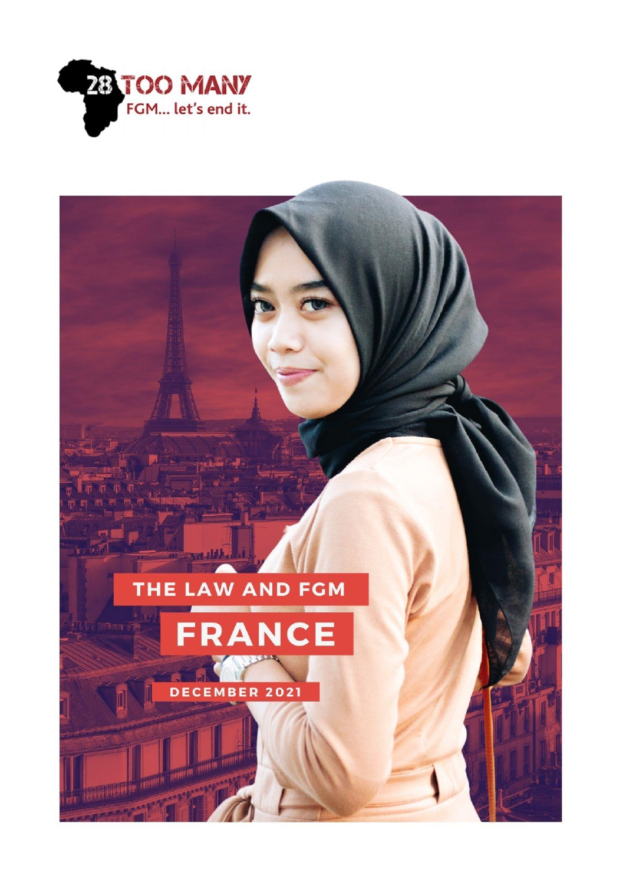28 TOO MANY
FGM... let's end it.

# THE LAW AND FGM

# FRANCE

DECEMBER 2021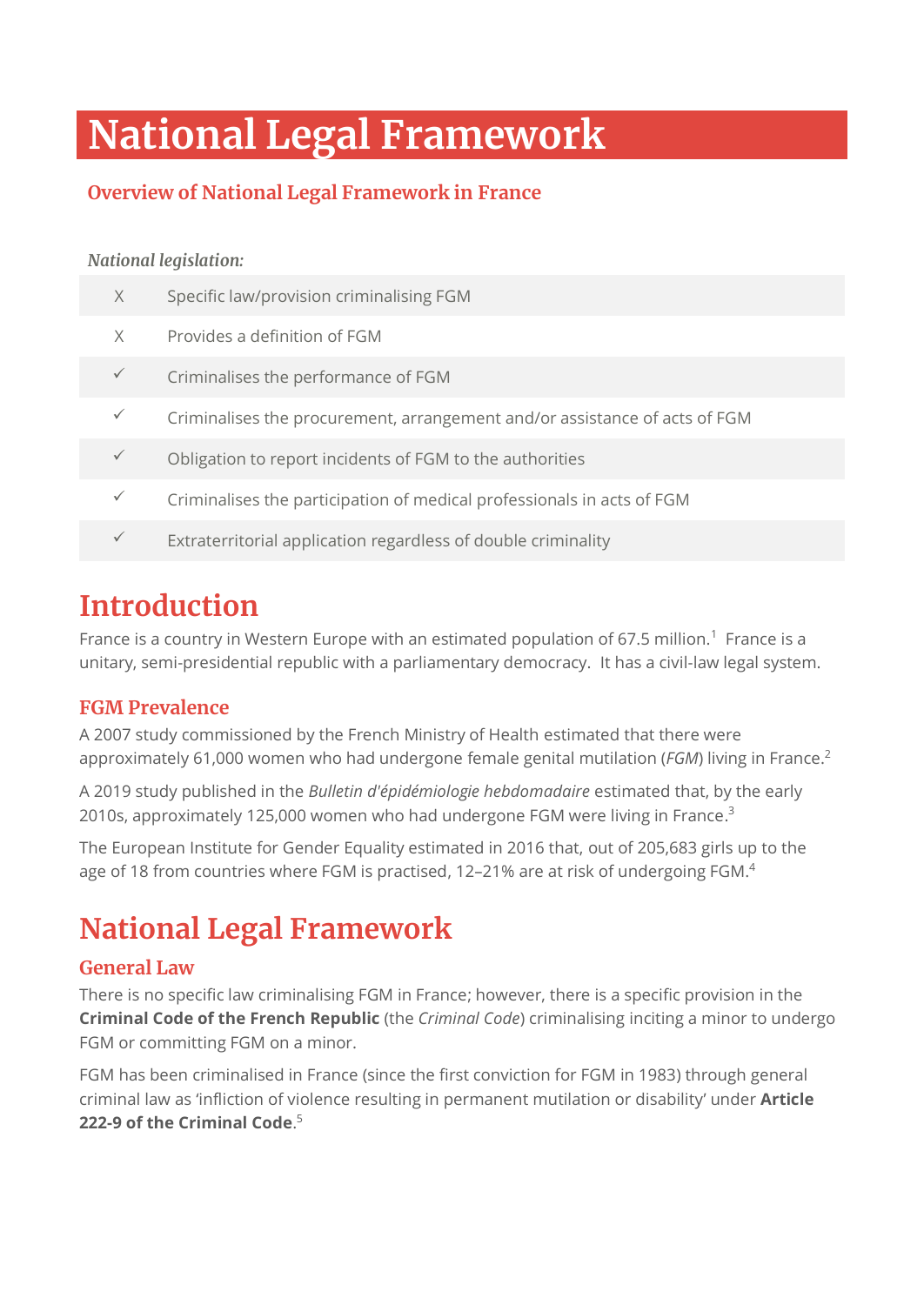# National Legal Framework

## Overview of National Legal Framework in France

*National legislation:*

| | |
|---|---|
| X | Specific law/provision criminalising FGM |
| X | Provides a definition of FGM |
| ✓ | Criminalises the performance of FGM |
| ✓ | Criminalises the procurement, arrangement and/or assistance of acts of FGM |
| ✓ | Obligation to report incidents of FGM to the authorities |
| ✓ | Criminalises the participation of medical professionals in acts of FGM |
| ✓ | Extraterritorial application regardless of double criminality |

# Introduction

France is a country in Western Europe with an estimated population of 67.5 million.[1] France is a unitary, semi-presidential republic with a parliamentary democracy. It has a civil-law legal system.

### FGM Prevalence

A 2007 study commissioned by the French Ministry of Health estimated that there were approximately 61,000 women who had undergone female genital mutilation (*FGM*) living in France.[2]

A 2019 study published in the *Bulletin d'épidémiologie hebdomadaire* estimated that, by the early 2010s, approximately 125,000 women who had undergone FGM were living in France.[3]

The European Institute for Gender Equality estimated in 2016 that, out of 205,683 girls up to the age of 18 from countries where FGM is practised, 12–21% are at risk of undergoing FGM.[4]

# National Legal Framework

### General Law

There is no specific law criminalising FGM in France; however, there is a specific provision in the **Criminal Code of the French Republic** (the *Criminal Code*) criminalising inciting a minor to undergo FGM or committing FGM on a minor.

FGM has been criminalised in France (since the first conviction for FGM in 1983) through general criminal law as 'infliction of violence resulting in permanent mutilation or disability' under **Article 222-9 of the Criminal Code**.[5]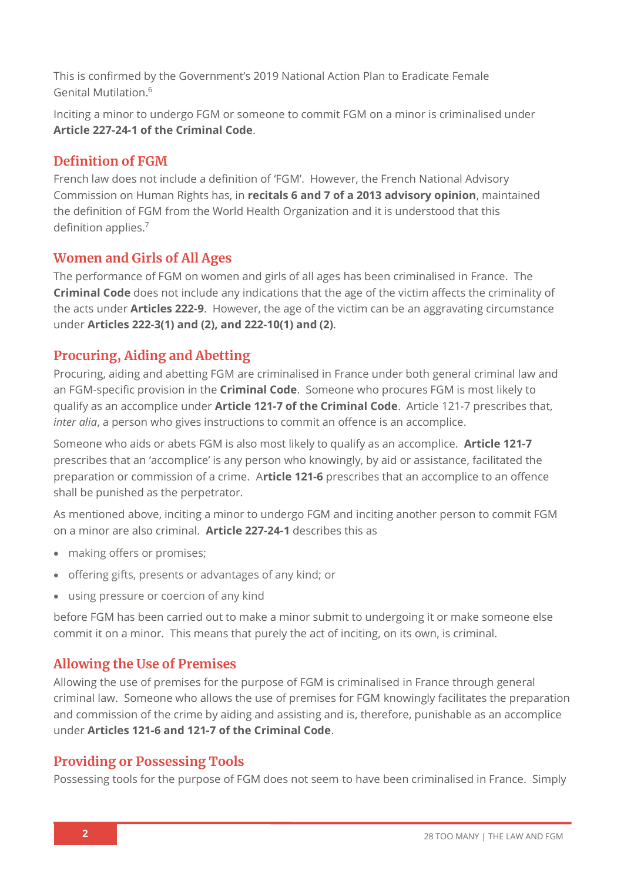This is confirmed by the Government's 2019 National Action Plan to Eradicate Female Genital Mutilation.[6]

Inciting a minor to undergo FGM or someone to commit FGM on a minor is criminalised under **Article 227-24-1 of the Criminal Code**.

## Definition of FGM

French law does not include a definition of 'FGM'. However, the French National Advisory Commission on Human Rights has, in **recitals 6 and 7 of a 2013 advisory opinion**, maintained the definition of FGM from the World Health Organization and it is understood that this definition applies.[7]

## Women and Girls of All Ages

The performance of FGM on women and girls of all ages has been criminalised in France. The **Criminal Code** does not include any indications that the age of the victim affects the criminality of the acts under **Articles 222-9**. However, the age of the victim can be an aggravating circumstance under **Articles 222-3(1) and (2), and 222-10(1) and (2)**.

## Procuring, Aiding and Abetting

Procuring, aiding and abetting FGM are criminalised in France under both general criminal law and an FGM-specific provision in the **Criminal Code**. Someone who procures FGM is most likely to qualify as an accomplice under **Article 121-7 of the Criminal Code**. Article 121-7 prescribes that, *inter alia*, a person who gives instructions to commit an offence is an accomplice.

Someone who aids or abets FGM is also most likely to qualify as an accomplice. **Article 121-7** prescribes that an 'accomplice' is any person who knowingly, by aid or assistance, facilitated the preparation or commission of a crime. A**rticle 121-6** prescribes that an accomplice to an offence shall be punished as the perpetrator.

As mentioned above, inciting a minor to undergo FGM and inciting another person to commit FGM on a minor are also criminal. **Article 227-24-1** describes this as

- making offers or promises;
- offering gifts, presents or advantages of any kind; or
- using pressure or coercion of any kind

before FGM has been carried out to make a minor submit to undergoing it or make someone else commit it on a minor. This means that purely the act of inciting, on its own, is criminal.

## Allowing the Use of Premises

Allowing the use of premises for the purpose of FGM is criminalised in France through general criminal law. Someone who allows the use of premises for FGM knowingly facilitates the preparation and commission of the crime by aiding and assisting and is, therefore, punishable as an accomplice under **Articles 121-6 and 121-7 of the Criminal Code**.

## Providing or Possessing Tools

Possessing tools for the purpose of FGM does not seem to have been criminalised in France. Simply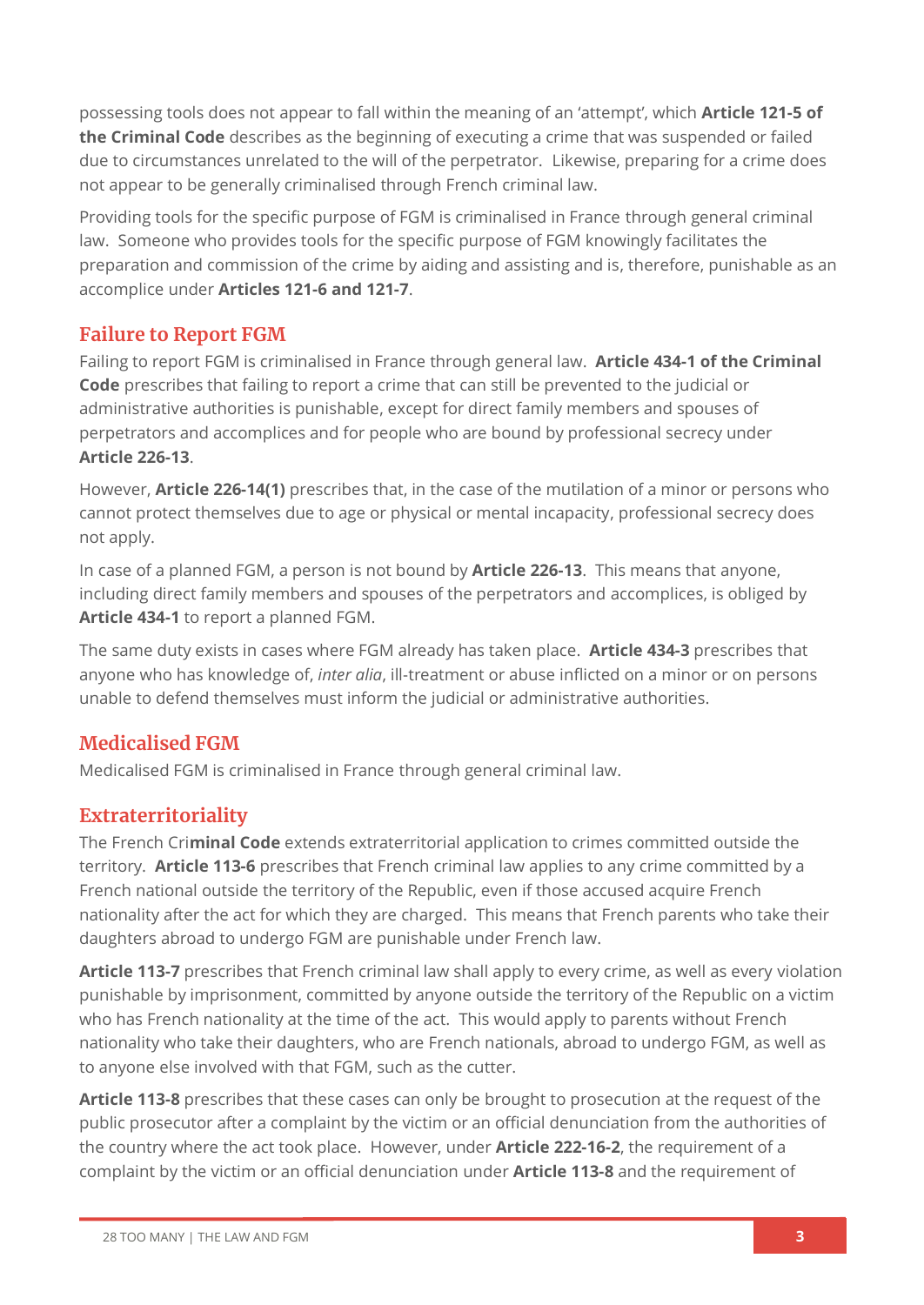possessing tools does not appear to fall within the meaning of an 'attempt', which **Article 121-5 of the Criminal Code** describes as the beginning of executing a crime that was suspended or failed due to circumstances unrelated to the will of the perpetrator. Likewise, preparing for a crime does not appear to be generally criminalised through French criminal law.

Providing tools for the specific purpose of FGM is criminalised in France through general criminal law. Someone who provides tools for the specific purpose of FGM knowingly facilitates the preparation and commission of the crime by aiding and assisting and is, therefore, punishable as an accomplice under **Articles 121-6 and 121-7**.

## Failure to Report FGM

Failing to report FGM is criminalised in France through general law. **Article 434-1 of the Criminal Code** prescribes that failing to report a crime that can still be prevented to the judicial or administrative authorities is punishable, except for direct family members and spouses of perpetrators and accomplices and for people who are bound by professional secrecy under **Article 226-13**.

However, **Article 226-14(1)** prescribes that, in the case of the mutilation of a minor or persons who cannot protect themselves due to age or physical or mental incapacity, professional secrecy does not apply.

In case of a planned FGM, a person is not bound by **Article 226-13**. This means that anyone, including direct family members and spouses of the perpetrators and accomplices, is obliged by **Article 434-1** to report a planned FGM.

The same duty exists in cases where FGM already has taken place. **Article 434-3** prescribes that anyone who has knowledge of, *inter alia*, ill-treatment or abuse inflicted on a minor or on persons unable to defend themselves must inform the judicial or administrative authorities.

## Medicalised FGM

Medicalised FGM is criminalised in France through general criminal law.

## Extraterritoriality

The French Cri**minal Code** extends extraterritorial application to crimes committed outside the territory. **Article 113-6** prescribes that French criminal law applies to any crime committed by a French national outside the territory of the Republic, even if those accused acquire French nationality after the act for which they are charged. This means that French parents who take their daughters abroad to undergo FGM are punishable under French law.

**Article 113-7** prescribes that French criminal law shall apply to every crime, as well as every violation punishable by imprisonment, committed by anyone outside the territory of the Republic on a victim who has French nationality at the time of the act. This would apply to parents without French nationality who take their daughters, who are French nationals, abroad to undergo FGM, as well as to anyone else involved with that FGM, such as the cutter.

**Article 113-8** prescribes that these cases can only be brought to prosecution at the request of the public prosecutor after a complaint by the victim or an official denunciation from the authorities of the country where the act took place. However, under **Article 222-16-2**, the requirement of a complaint by the victim or an official denunciation under **Article 113-8** and the requirement of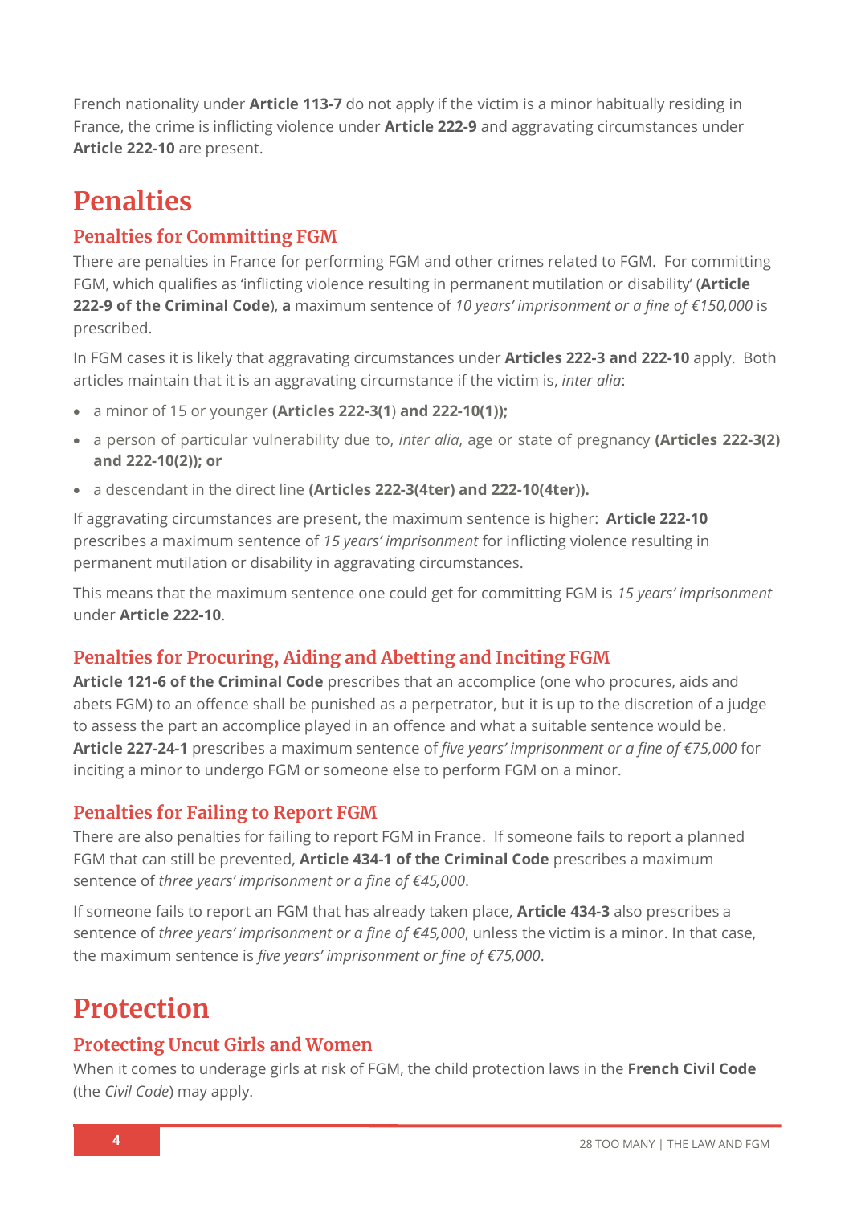French nationality under **Article 113-7** do not apply if the victim is a minor habitually residing in France, the crime is inflicting violence under **Article 222-9** and aggravating circumstances under **Article 222-10** are present.

# Penalties

## Penalties for Committing FGM

There are penalties in France for performing FGM and other crimes related to FGM. For committing FGM, which qualifies as 'inflicting violence resulting in permanent mutilation or disability' (**Article 222-9 of the Criminal Code**), **a** maximum sentence of *10 years' imprisonment or a fine of €150,000* is prescribed.

In FGM cases it is likely that aggravating circumstances under **Articles 222-3 and 222-10** apply. Both articles maintain that it is an aggravating circumstance if the victim is, *inter alia*:

- a minor of 15 or younger **(Articles 222-3(1) and 222-10(1));**
- a person of particular vulnerability due to, *inter alia*, age or state of pregnancy **(Articles 222-3(2) and 222-10(2)); or**
- a descendant in the direct line **(Articles 222-3(4ter) and 222-10(4ter)).**

If aggravating circumstances are present, the maximum sentence is higher: **Article 222-10** prescribes a maximum sentence of *15 years' imprisonment* for inflicting violence resulting in permanent mutilation or disability in aggravating circumstances.

This means that the maximum sentence one could get for committing FGM is *15 years' imprisonment* under **Article 222-10**.

## Penalties for Procuring, Aiding and Abetting and Inciting FGM

**Article 121-6 of the Criminal Code** prescribes that an accomplice (one who procures, aids and abets FGM) to an offence shall be punished as a perpetrator, but it is up to the discretion of a judge to assess the part an accomplice played in an offence and what a suitable sentence would be. **Article 227-24-1** prescribes a maximum sentence of *five years' imprisonment or a fine of €75,000* for inciting a minor to undergo FGM or someone else to perform FGM on a minor.

## Penalties for Failing to Report FGM

There are also penalties for failing to report FGM in France. If someone fails to report a planned FGM that can still be prevented, **Article 434-1 of the Criminal Code** prescribes a maximum sentence of *three years' imprisonment or a fine of €45,000*.

If someone fails to report an FGM that has already taken place, **Article 434-3** also prescribes a sentence of *three years' imprisonment or a fine of €45,000*, unless the victim is a minor. In that case, the maximum sentence is *five years' imprisonment or fine of €75,000*.

# Protection

## Protecting Uncut Girls and Women

When it comes to underage girls at risk of FGM, the child protection laws in the **French Civil Code** (the *Civil Code*) may apply.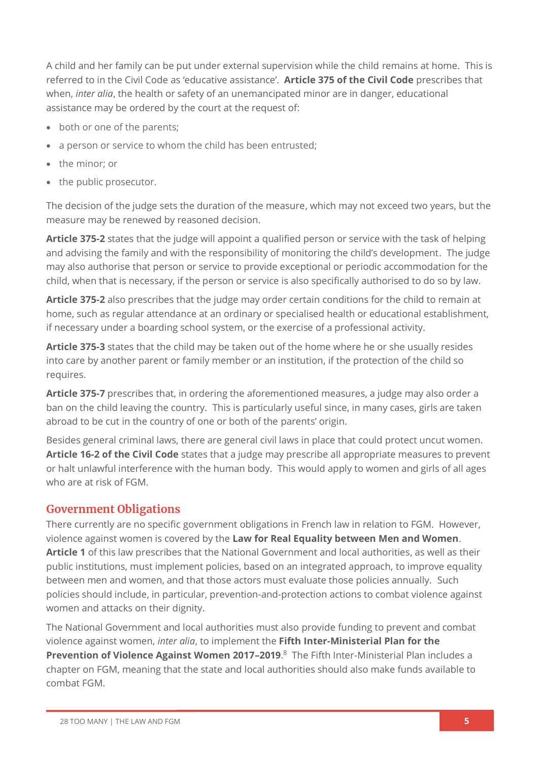A child and her family can be put under external supervision while the child remains at home. This is referred to in the Civil Code as 'educative assistance'. **Article 375 of the Civil Code** prescribes that when, *inter alia*, the health or safety of an unemancipated minor are in danger, educational assistance may be ordered by the court at the request of:

- both or one of the parents;
- a person or service to whom the child has been entrusted;
- the minor; or
- the public prosecutor.

The decision of the judge sets the duration of the measure, which may not exceed two years, but the measure may be renewed by reasoned decision.

**Article 375-2** states that the judge will appoint a qualified person or service with the task of helping and advising the family and with the responsibility of monitoring the child's development. The judge may also authorise that person or service to provide exceptional or periodic accommodation for the child, when that is necessary, if the person or service is also specifically authorised to do so by law.

**Article 375-2** also prescribes that the judge may order certain conditions for the child to remain at home, such as regular attendance at an ordinary or specialised health or educational establishment, if necessary under a boarding school system, or the exercise of a professional activity.

**Article 375-3** states that the child may be taken out of the home where he or she usually resides into care by another parent or family member or an institution, if the protection of the child so requires.

**Article 375-7** prescribes that, in ordering the aforementioned measures, a judge may also order a ban on the child leaving the country. This is particularly useful since, in many cases, girls are taken abroad to be cut in the country of one or both of the parents' origin.

Besides general criminal laws, there are general civil laws in place that could protect uncut women. **Article 16-2 of the Civil Code** states that a judge may prescribe all appropriate measures to prevent or halt unlawful interference with the human body. This would apply to women and girls of all ages who are at risk of FGM.

## Government Obligations

There currently are no specific government obligations in French law in relation to FGM. However, violence against women is covered by the **Law for Real Equality between Men and Women**. **Article 1** of this law prescribes that the National Government and local authorities, as well as their public institutions, must implement policies, based on an integrated approach, to improve equality between men and women, and that those actors must evaluate those policies annually. Such policies should include, in particular, prevention-and-protection actions to combat violence against women and attacks on their dignity.

The National Government and local authorities must also provide funding to prevent and combat violence against women, *inter alia*, to implement the **Fifth Inter-Ministerial Plan for the Prevention of Violence Against Women 2017–2019**.[8] The Fifth Inter-Ministerial Plan includes a chapter on FGM, meaning that the state and local authorities should also make funds available to combat FGM.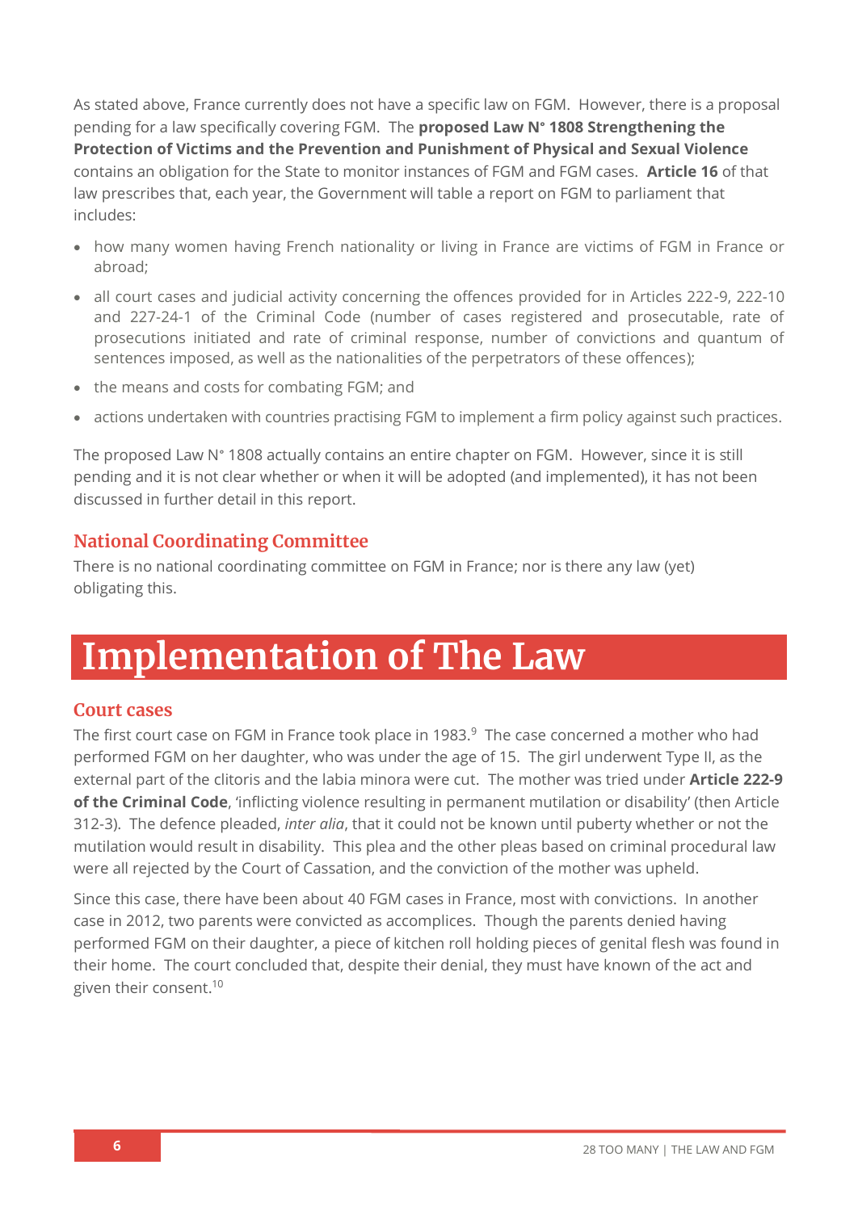As stated above, France currently does not have a specific law on FGM. However, there is a proposal pending for a law specifically covering FGM. The **proposed Law N° 1808 Strengthening the Protection of Victims and the Prevention and Punishment of Physical and Sexual Violence** contains an obligation for the State to monitor instances of FGM and FGM cases. **Article 16** of that law prescribes that, each year, the Government will table a report on FGM to parliament that includes:

- how many women having French nationality or living in France are victims of FGM in France or abroad;
- all court cases and judicial activity concerning the offences provided for in Articles 222-9, 222-10 and 227-24-1 of the Criminal Code (number of cases registered and prosecutable, rate of prosecutions initiated and rate of criminal response, number of convictions and quantum of sentences imposed, as well as the nationalities of the perpetrators of these offences);
- the means and costs for combating FGM; and
- actions undertaken with countries practising FGM to implement a firm policy against such practices.

The proposed Law N° 1808 actually contains an entire chapter on FGM. However, since it is still pending and it is not clear whether or when it will be adopted (and implemented), it has not been discussed in further detail in this report.

### National Coordinating Committee

There is no national coordinating committee on FGM in France; nor is there any law (yet) obligating this.

## Implementation of The Law

### Court cases

The first court case on FGM in France took place in 1983.[9] The case concerned a mother who had performed FGM on her daughter, who was under the age of 15. The girl underwent Type II, as the external part of the clitoris and the labia minora were cut. The mother was tried under **Article 222-9 of the Criminal Code**, 'inflicting violence resulting in permanent mutilation or disability' (then Article 312-3). The defence pleaded, *inter alia*, that it could not be known until puberty whether or not the mutilation would result in disability. This plea and the other pleas based on criminal procedural law were all rejected by the Court of Cassation, and the conviction of the mother was upheld.

Since this case, there have been about 40 FGM cases in France, most with convictions. In another case in 2012, two parents were convicted as accomplices. Though the parents denied having performed FGM on their daughter, a piece of kitchen roll holding pieces of genital flesh was found in their home. The court concluded that, despite their denial, they must have known of the act and given their consent.[10]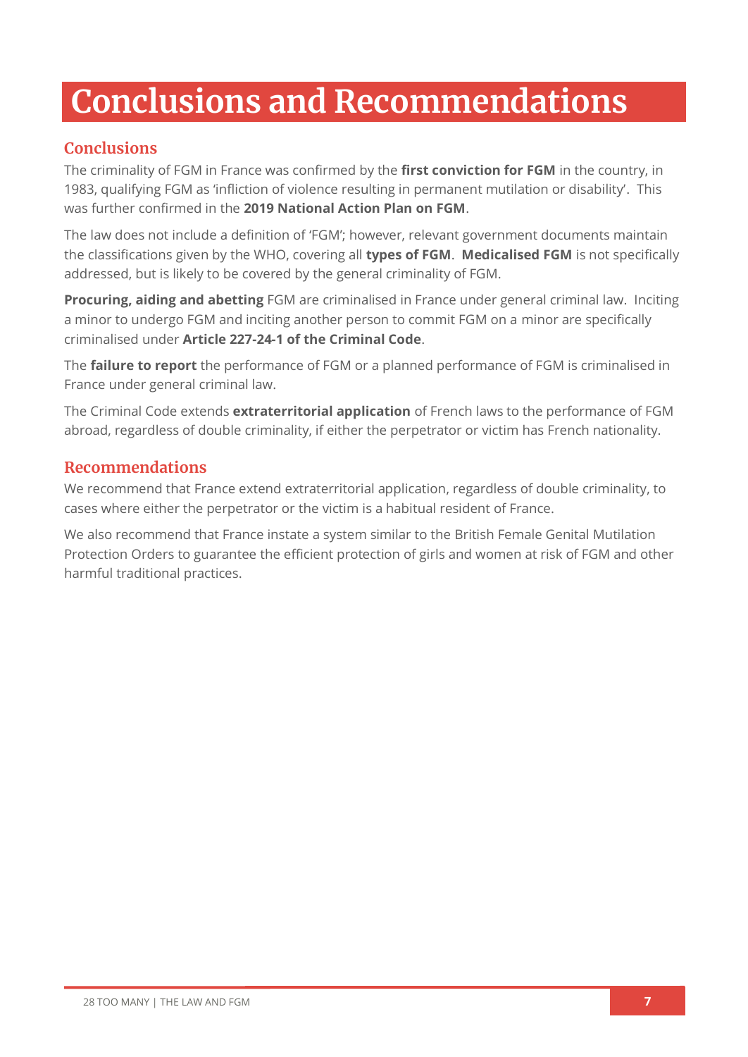# Conclusions and Recommendations

## Conclusions

The criminality of FGM in France was confirmed by the **first conviction for FGM** in the country, in 1983, qualifying FGM as 'infliction of violence resulting in permanent mutilation or disability'. This was further confirmed in the **2019 National Action Plan on FGM**.

The law does not include a definition of 'FGM'; however, relevant government documents maintain the classifications given by the WHO, covering all **types of FGM**. **Medicalised FGM** is not specifically addressed, but is likely to be covered by the general criminality of FGM.

**Procuring, aiding and abetting** FGM are criminalised in France under general criminal law. Inciting a minor to undergo FGM and inciting another person to commit FGM on a minor are specifically criminalised under **Article 227-24-1 of the Criminal Code**.

The **failure to report** the performance of FGM or a planned performance of FGM is criminalised in France under general criminal law.

The Criminal Code extends **extraterritorial application** of French laws to the performance of FGM abroad, regardless of double criminality, if either the perpetrator or victim has French nationality.

## Recommendations

We recommend that France extend extraterritorial application, regardless of double criminality, to cases where either the perpetrator or the victim is a habitual resident of France.

We also recommend that France instate a system similar to the British Female Genital Mutilation Protection Orders to guarantee the efficient protection of girls and women at risk of FGM and other harmful traditional practices.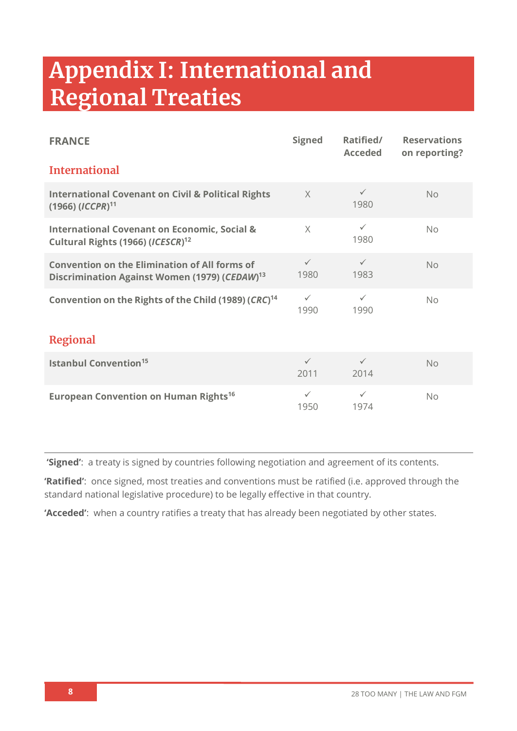# Appendix I: International and Regional Treaties

| FRANCE | Signed | Ratified/ Acceded | Reservations on reporting? |
|---|---|---|---|
| **International** | | | |
| **International Covenant on Civil & Political Rights (1966) (*ICCPR*)**[11] | X | ✓ 1980 | No |
| **International Covenant on Economic, Social & Cultural Rights (1966) (*ICESCR*)**[12] | X | ✓ 1980 | No |
| **Convention on the Elimination of All forms of Discrimination Against Women (1979) (*CEDAW*)**[13] | ✓ 1980 | ✓ 1983 | No |
| **Convention on the Rights of the Child (1989) (*CRC*)**[14] | ✓ 1990 | ✓ 1990 | No |
| **Regional** | | | |
| **Istanbul Convention**[15] | ✓ 2011 | ✓ 2014 | No |
| **European Convention on Human Rights**[16] | ✓ 1950 | ✓ 1974 | No |

**'Signed'**: a treaty is signed by countries following negotiation and agreement of its contents.

**'Ratified'**: once signed, most treaties and conventions must be ratified (i.e. approved through the standard national legislative procedure) to be legally effective in that country.

**'Acceded'**: when a country ratifies a treaty that has already been negotiated by other states.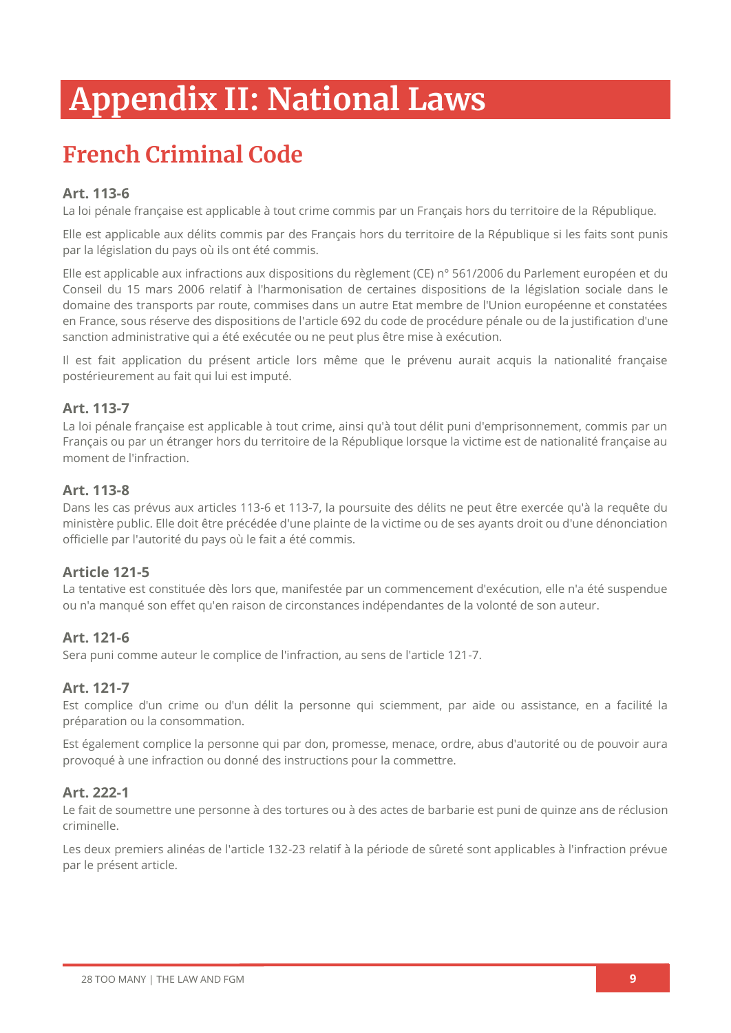# Appendix II: National Laws

## French Criminal Code

### Art. 113-6

La loi pénale française est applicable à tout crime commis par un Français hors du territoire de la République.

Elle est applicable aux délits commis par des Français hors du territoire de la République si les faits sont punis par la législation du pays où ils ont été commis.

Elle est applicable aux infractions aux dispositions du règlement (CE) n° 561/2006 du Parlement européen et du Conseil du 15 mars 2006 relatif à l'harmonisation de certaines dispositions de la législation sociale dans le domaine des transports par route, commises dans un autre Etat membre de l'Union européenne et constatées en France, sous réserve des dispositions de l'article 692 du code de procédure pénale ou de la justification d'une sanction administrative qui a été exécutée ou ne peut plus être mise à exécution.

Il est fait application du présent article lors même que le prévenu aurait acquis la nationalité française postérieurement au fait qui lui est imputé.

### Art. 113-7

La loi pénale française est applicable à tout crime, ainsi qu'à tout délit puni d'emprisonnement, commis par un Français ou par un étranger hors du territoire de la République lorsque la victime est de nationalité française au moment de l'infraction.

### Art. 113-8

Dans les cas prévus aux articles 113-6 et 113-7, la poursuite des délits ne peut être exercée qu'à la requête du ministère public. Elle doit être précédée d'une plainte de la victime ou de ses ayants droit ou d'une dénonciation officielle par l'autorité du pays où le fait a été commis.

### Article 121-5

La tentative est constituée dès lors que, manifestée par un commencement d'exécution, elle n'a été suspendue ou n'a manqué son effet qu'en raison de circonstances indépendantes de la volonté de son auteur.

### Art. 121-6

Sera puni comme auteur le complice de l'infraction, au sens de l'article 121-7.

### Art. 121-7

Est complice d'un crime ou d'un délit la personne qui sciemment, par aide ou assistance, en a facilité la préparation ou la consommation.

Est également complice la personne qui par don, promesse, menace, ordre, abus d'autorité ou de pouvoir aura provoqué à une infraction ou donné des instructions pour la commettre.

### Art. 222-1

Le fait de soumettre une personne à des tortures ou à des actes de barbarie est puni de quinze ans de réclusion criminelle.

Les deux premiers alinéas de l'article 132-23 relatif à la période de sûreté sont applicables à l'infraction prévue par le présent article.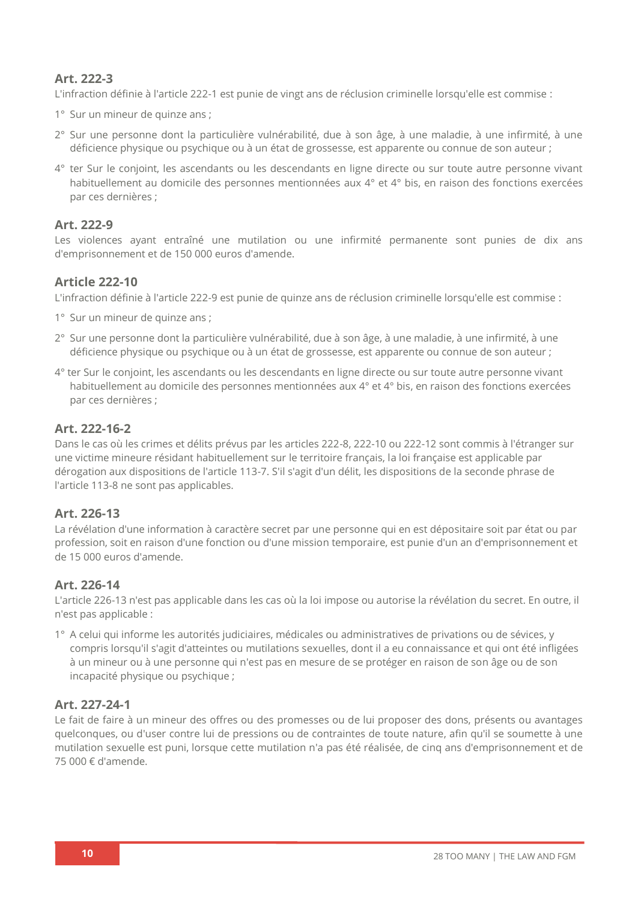### Art. 222-3

L'infraction définie à l'article 222-1 est punie de vingt ans de réclusion criminelle lorsqu'elle est commise :

1° Sur un mineur de quinze ans ;

2° Sur une personne dont la particulière vulnérabilité, due à son âge, à une maladie, à une infirmité, à une déficience physique ou psychique ou à un état de grossesse, est apparente ou connue de son auteur ;

4° ter Sur le conjoint, les ascendants ou les descendants en ligne directe ou sur toute autre personne vivant habituellement au domicile des personnes mentionnées aux 4° et 4° bis, en raison des fonctions exercées par ces dernières ;

### Art. 222-9

Les violences ayant entraîné une mutilation ou une infirmité permanente sont punies de dix ans d'emprisonnement et de 150 000 euros d'amende.

### Article 222-10

L'infraction définie à l'article 222-9 est punie de quinze ans de réclusion criminelle lorsqu'elle est commise :

1° Sur un mineur de quinze ans ;

2° Sur une personne dont la particulière vulnérabilité, due à son âge, à une maladie, à une infirmité, à une déficience physique ou psychique ou à un état de grossesse, est apparente ou connue de son auteur ;

4° ter Sur le conjoint, les ascendants ou les descendants en ligne directe ou sur toute autre personne vivant habituellement au domicile des personnes mentionnées aux 4° et 4° bis, en raison des fonctions exercées par ces dernières ;

### Art. 222-16-2

Dans le cas où les crimes et délits prévus par les articles 222-8, 222-10 ou 222-12 sont commis à l'étranger sur une victime mineure résidant habituellement sur le territoire français, la loi française est applicable par dérogation aux dispositions de l'article 113-7. S'il s'agit d'un délit, les dispositions de la seconde phrase de l'article 113-8 ne sont pas applicables.

### Art. 226-13

La révélation d'une information à caractère secret par une personne qui en est dépositaire soit par état ou par profession, soit en raison d'une fonction ou d'une mission temporaire, est punie d'un an d'emprisonnement et de 15 000 euros d'amende.

### Art. 226-14

L'article 226-13 n'est pas applicable dans les cas où la loi impose ou autorise la révélation du secret. En outre, il n'est pas applicable :

1° A celui qui informe les autorités judiciaires, médicales ou administratives de privations ou de sévices, y compris lorsqu'il s'agit d'atteintes ou mutilations sexuelles, dont il a eu connaissance et qui ont été infligées à un mineur ou à une personne qui n'est pas en mesure de se protéger en raison de son âge ou de son incapacité physique ou psychique ;

### Art. 227-24-1

Le fait de faire à un mineur des offres ou des promesses ou de lui proposer des dons, présents ou avantages quelconques, ou d'user contre lui de pressions ou de contraintes de toute nature, afin qu'il se soumette à une mutilation sexuelle est puni, lorsque cette mutilation n'a pas été réalisée, de cinq ans d'emprisonnement et de 75 000 € d'amende.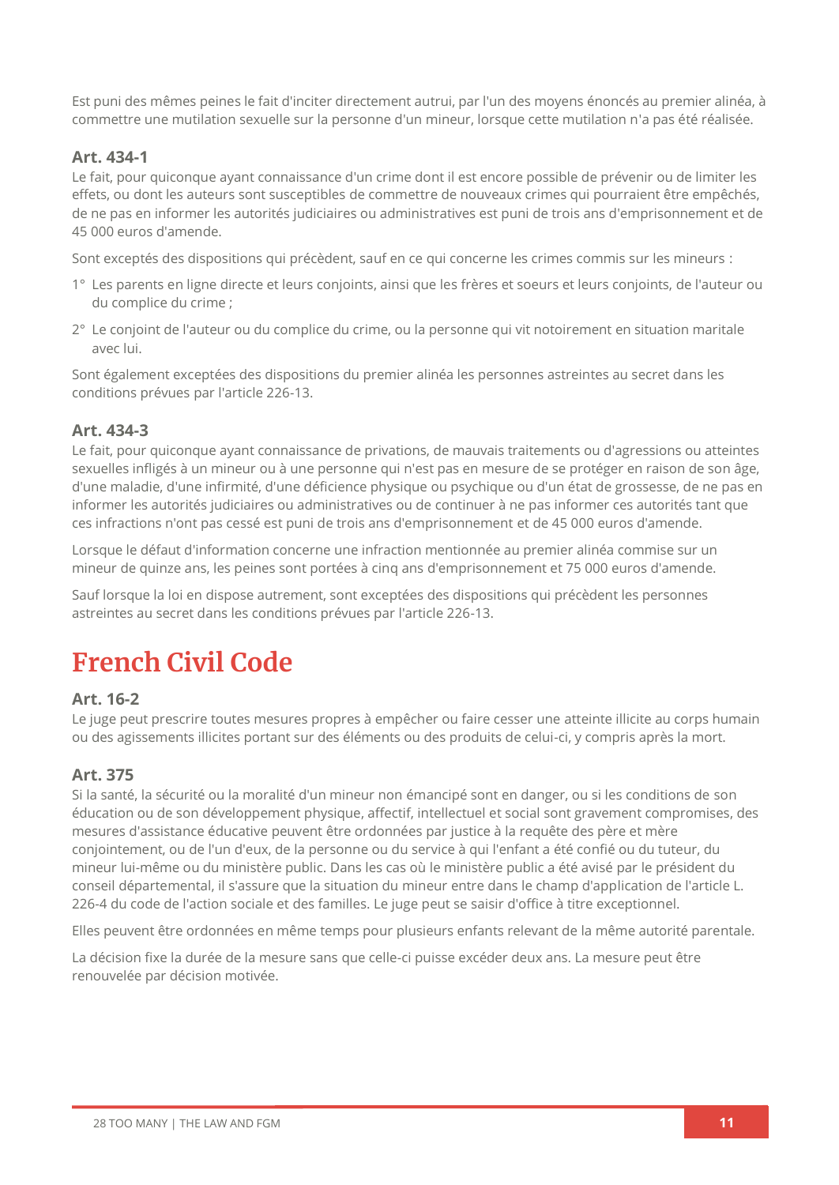Est puni des mêmes peines le fait d'inciter directement autrui, par l'un des moyens énoncés au premier alinéa, à commettre une mutilation sexuelle sur la personne d'un mineur, lorsque cette mutilation n'a pas été réalisée.

### Art. 434-1

Le fait, pour quiconque ayant connaissance d'un crime dont il est encore possible de prévenir ou de limiter les effets, ou dont les auteurs sont susceptibles de commettre de nouveaux crimes qui pourraient être empêchés, de ne pas en informer les autorités judiciaires ou administratives est puni de trois ans d'emprisonnement et de 45 000 euros d'amende.

Sont exceptés des dispositions qui précèdent, sauf en ce qui concerne les crimes commis sur les mineurs :

1° Les parents en ligne directe et leurs conjoints, ainsi que les frères et soeurs et leurs conjoints, de l'auteur ou du complice du crime ;

2° Le conjoint de l'auteur ou du complice du crime, ou la personne qui vit notoirement en situation maritale avec lui.

Sont également exceptées des dispositions du premier alinéa les personnes astreintes au secret dans les conditions prévues par l'article 226-13.

### Art. 434-3

Le fait, pour quiconque ayant connaissance de privations, de mauvais traitements ou d'agressions ou atteintes sexuelles infligés à un mineur ou à une personne qui n'est pas en mesure de se protéger en raison de son âge, d'une maladie, d'une infirmité, d'une déficience physique ou psychique ou d'un état de grossesse, de ne pas en informer les autorités judiciaires ou administratives ou de continuer à ne pas informer ces autorités tant que ces infractions n'ont pas cessé est puni de trois ans d'emprisonnement et de 45 000 euros d'amende.

Lorsque le défaut d'information concerne une infraction mentionnée au premier alinéa commise sur un mineur de quinze ans, les peines sont portées à cinq ans d'emprisonnement et 75 000 euros d'amende.

Sauf lorsque la loi en dispose autrement, sont exceptées des dispositions qui précèdent les personnes astreintes au secret dans les conditions prévues par l'article 226-13.

## French Civil Code

### Art. 16-2

Le juge peut prescrire toutes mesures propres à empêcher ou faire cesser une atteinte illicite au corps humain ou des agissements illicites portant sur des éléments ou des produits de celui-ci, y compris après la mort.

### Art. 375

Si la santé, la sécurité ou la moralité d'un mineur non émancipé sont en danger, ou si les conditions de son éducation ou de son développement physique, affectif, intellectuel et social sont gravement compromises, des mesures d'assistance éducative peuvent être ordonnées par justice à la requête des père et mère conjointement, ou de l'un d'eux, de la personne ou du service à qui l'enfant a été confié ou du tuteur, du mineur lui-même ou du ministère public. Dans les cas où le ministère public a été avisé par le président du conseil départemental, il s'assure que la situation du mineur entre dans le champ d'application de l'article L. 226-4 du code de l'action sociale et des familles. Le juge peut se saisir d'office à titre exceptionnel.

Elles peuvent être ordonnées en même temps pour plusieurs enfants relevant de la même autorité parentale.

La décision fixe la durée de la mesure sans que celle-ci puisse excéder deux ans. La mesure peut être renouvelée par décision motivée.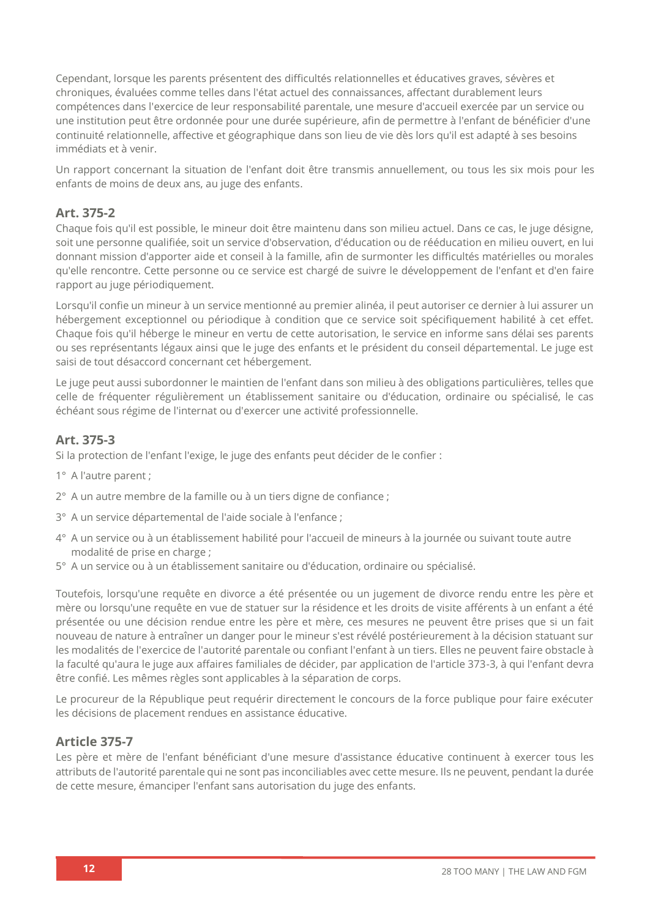Cependant, lorsque les parents présentent des difficultés relationnelles et éducatives graves, sévères et chroniques, évaluées comme telles dans l'état actuel des connaissances, affectant durablement leurs compétences dans l'exercice de leur responsabilité parentale, une mesure d'accueil exercée par un service ou une institution peut être ordonnée pour une durée supérieure, afin de permettre à l'enfant de bénéficier d'une continuité relationnelle, affective et géographique dans son lieu de vie dès lors qu'il est adapté à ses besoins immédiats et à venir.

Un rapport concernant la situation de l'enfant doit être transmis annuellement, ou tous les six mois pour les enfants de moins de deux ans, au juge des enfants.

### Art. 375-2

Chaque fois qu'il est possible, le mineur doit être maintenu dans son milieu actuel. Dans ce cas, le juge désigne, soit une personne qualifiée, soit un service d'observation, d'éducation ou de rééducation en milieu ouvert, en lui donnant mission d'apporter aide et conseil à la famille, afin de surmonter les difficultés matérielles ou morales qu'elle rencontre. Cette personne ou ce service est chargé de suivre le développement de l'enfant et d'en faire rapport au juge périodiquement.

Lorsqu'il confie un mineur à un service mentionné au premier alinéa, il peut autoriser ce dernier à lui assurer un hébergement exceptionnel ou périodique à condition que ce service soit spécifiquement habilité à cet effet. Chaque fois qu'il héberge le mineur en vertu de cette autorisation, le service en informe sans délai ses parents ou ses représentants légaux ainsi que le juge des enfants et le président du conseil départemental. Le juge est saisi de tout désaccord concernant cet hébergement.

Le juge peut aussi subordonner le maintien de l'enfant dans son milieu à des obligations particulières, telles que celle de fréquenter régulièrement un établissement sanitaire ou d'éducation, ordinaire ou spécialisé, le cas échéant sous régime de l'internat ou d'exercer une activité professionnelle.

### Art. 375-3

Si la protection de l'enfant l'exige, le juge des enfants peut décider de le confier :

1° A l'autre parent ;

2° A un autre membre de la famille ou à un tiers digne de confiance ;

3° A un service départemental de l'aide sociale à l'enfance ;

4° A un service ou à un établissement habilité pour l'accueil de mineurs à la journée ou suivant toute autre modalité de prise en charge ;

5° A un service ou à un établissement sanitaire ou d'éducation, ordinaire ou spécialisé.

Toutefois, lorsqu'une requête en divorce a été présentée ou un jugement de divorce rendu entre les père et mère ou lorsqu'une requête en vue de statuer sur la résidence et les droits de visite afférents à un enfant a été présentée ou une décision rendue entre les père et mère, ces mesures ne peuvent être prises que si un fait nouveau de nature à entraîner un danger pour le mineur s'est révélé postérieurement à la décision statuant sur les modalités de l'exercice de l'autorité parentale ou confiant l'enfant à un tiers. Elles ne peuvent faire obstacle à la faculté qu'aura le juge aux affaires familiales de décider, par application de l'article 373-3, à qui l'enfant devra être confié. Les mêmes règles sont applicables à la séparation de corps.

Le procureur de la République peut requérir directement le concours de la force publique pour faire exécuter les décisions de placement rendues en assistance éducative.

### Article 375-7

Les père et mère de l'enfant bénéficiant d'une mesure d'assistance éducative continuent à exercer tous les attributs de l'autorité parentale qui ne sont pas inconciliables avec cette mesure. Ils ne peuvent, pendant la durée de cette mesure, émanciper l'enfant sans autorisation du juge des enfants.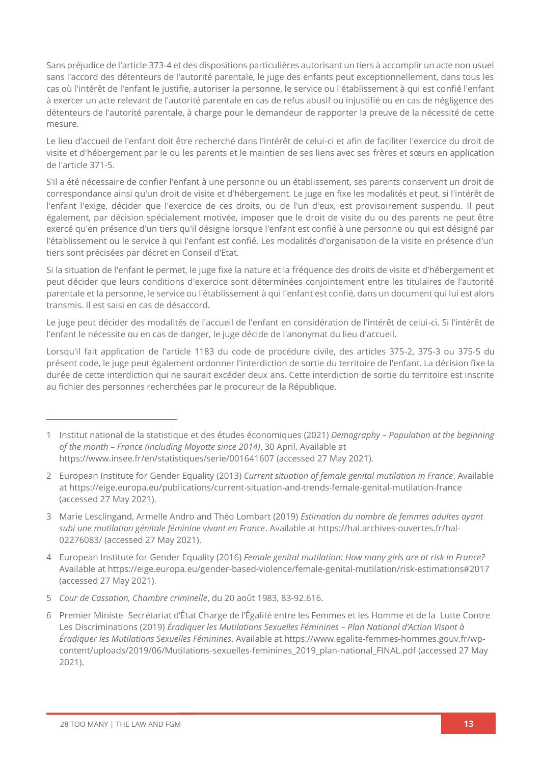Sans préjudice de l'article 373-4 et des dispositions particulières autorisant un tiers à accomplir un acte non usuel sans l'accord des détenteurs de l'autorité parentale, le juge des enfants peut exceptionnellement, dans tous les cas où l'intérêt de l'enfant le justifie, autoriser la personne, le service ou l'établissement à qui est confié l'enfant à exercer un acte relevant de l'autorité parentale en cas de refus abusif ou injustifié ou en cas de négligence des détenteurs de l'autorité parentale, à charge pour le demandeur de rapporter la preuve de la nécessité de cette mesure.

Le lieu d'accueil de l'enfant doit être recherché dans l'intérêt de celui-ci et afin de faciliter l'exercice du droit de visite et d'hébergement par le ou les parents et le maintien de ses liens avec ses frères et sœurs en application de l'article 371-5.

S'il a été nécessaire de confier l'enfant à une personne ou un établissement, ses parents conservent un droit de correspondance ainsi qu'un droit de visite et d'hébergement. Le juge en fixe les modalités et peut, si l'intérêt de l'enfant l'exige, décider que l'exercice de ces droits, ou de l'un d'eux, est provisoirement suspendu. Il peut également, par décision spécialement motivée, imposer que le droit de visite du ou des parents ne peut être exercé qu'en présence d'un tiers qu'il désigne lorsque l'enfant est confié à une personne ou qui est désigné par l'établissement ou le service à qui l'enfant est confié. Les modalités d'organisation de la visite en présence d'un tiers sont précisées par décret en Conseil d'Etat.

Si la situation de l'enfant le permet, le juge fixe la nature et la fréquence des droits de visite et d'hébergement et peut décider que leurs conditions d'exercice sont déterminées conjointement entre les titulaires de l'autorité parentale et la personne, le service ou l'établissement à qui l'enfant est confié, dans un document qui lui est alors transmis. Il est saisi en cas de désaccord.

Le juge peut décider des modalités de l'accueil de l'enfant en considération de l'intérêt de celui-ci. Si l'intérêt de l'enfant le nécessite ou en cas de danger, le juge décide de l'anonymat du lieu d'accueil.

Lorsqu'il fait application de l'article 1183 du code de procédure civile, des articles 375-2, 375-3 ou 375-5 du présent code, le juge peut également ordonner l'interdiction de sortie du territoire de l'enfant. La décision fixe la durée de cette interdiction qui ne saurait excéder deux ans. Cette interdiction de sortie du territoire est inscrite au fichier des personnes recherchées par le procureur de la République.

---

1 Institut national de la statistique et des études économiques (2021) *Demography – Population at the beginning of the month – France (including Mayotte since 2014)*, 30 April. Available at https://www.insee.fr/en/statistiques/serie/001641607 (accessed 27 May 2021).

2 European Institute for Gender Equality (2013) *Current situation of female genital mutilation in France*. Available at https://eige.europa.eu/publications/current-situation-and-trends-female-genital-mutilation-france (accessed 27 May 2021).

3 Marie Lesclingand, Armelle Andro and Théo Lombart (2019) *Estimation du nombre de femmes adultes ayant subi une mutilation génitale féminine vivant en France*. Available at https://hal.archives-ouvertes.fr/hal-02276083/ (accessed 27 May 2021).

4 European Institute for Gender Equality (2016) *Female genital mutilation: How many girls are at risk in France?* Available at https://eige.europa.eu/gender-based-violence/female-genital-mutilation/risk-estimations#2017 (accessed 27 May 2021).

5 *Cour de Cassation, Chambre criminelle*, du 20 août 1983, 83-92.616.

6 Premier Ministe- Secrétariat d'État Charge de l'Égalité entre les Femmes et les Homme et de la Lutte Contre Les Discriminations (2019) *Éradiquer les Mutilations Sexuelles Féminines – Plan National d'Action Visant à Éradiquer les Mutilations Sexuelles Féminines*. Available at https://www.egalite-femmes-hommes.gouv.fr/wp-content/uploads/2019/06/Mutilations-sexuelles-feminines_2019_plan-national_FINAL.pdf (accessed 27 May 2021).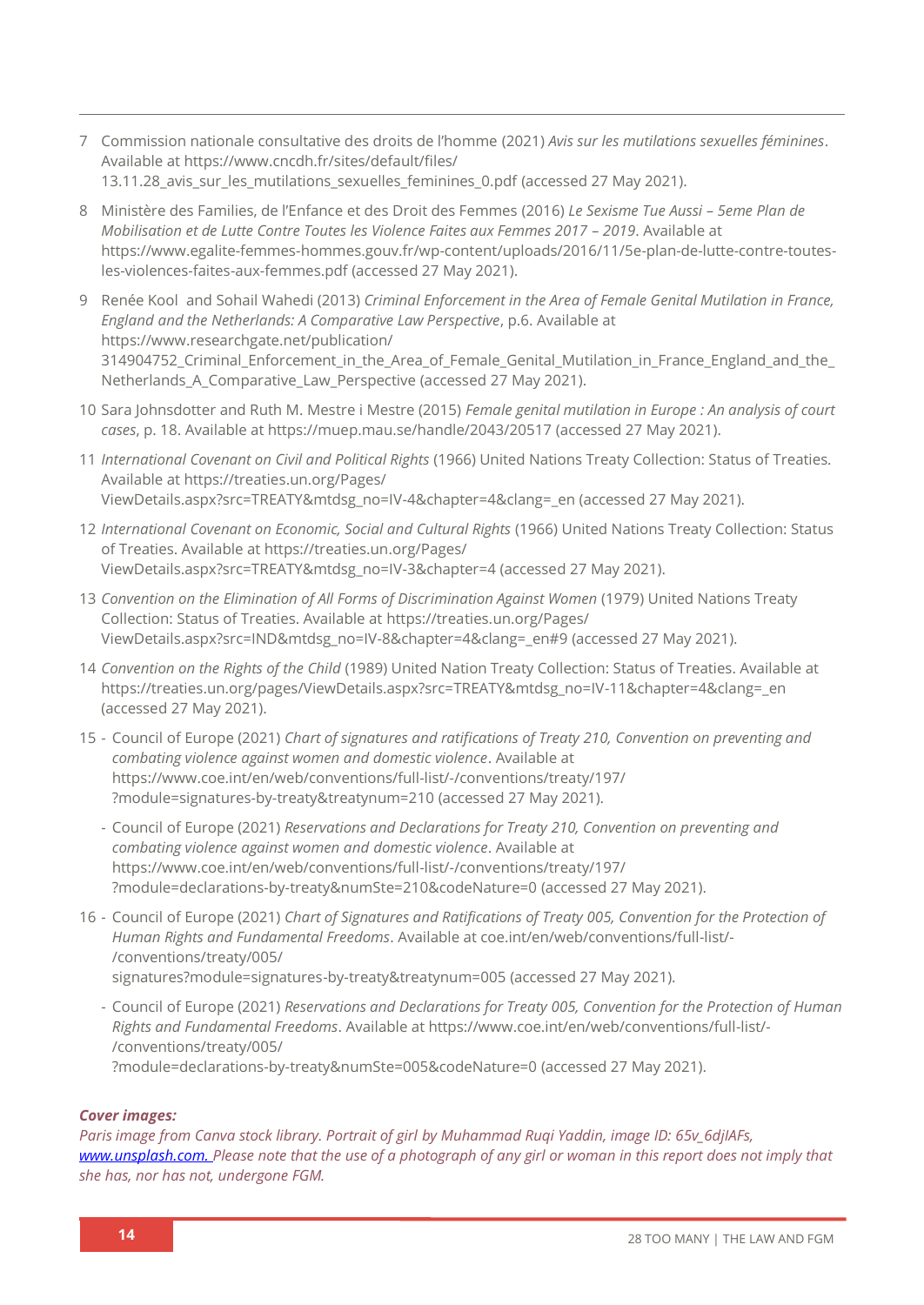7 Commission nationale consultative des droits de l'homme (2021) *Avis sur les mutilations sexuelles féminines*. Available at https://www.cncdh.fr/sites/default/files/13.11.28_avis_sur_les_mutilations_sexuelles_feminines_0.pdf (accessed 27 May 2021).

8 Ministère des Familles, de l'Enfance et des Droit des Femmes (2016) *Le Sexisme Tue Aussi – 5eme Plan de Mobilisation et de Lutte Contre Toutes les Violence Faites aux Femmes 2017 – 2019*. Available at https://www.egalite-femmes-hommes.gouv.fr/wp-content/uploads/2016/11/5e-plan-de-lutte-contre-toutes-les-violences-faites-aux-femmes.pdf (accessed 27 May 2021).

9 Renée Kool and Sohail Wahedi (2013) *Criminal Enforcement in the Area of Female Genital Mutilation in France, England and the Netherlands: A Comparative Law Perspective*, p.6. Available at https://www.researchgate.net/publication/314904752_Criminal_Enforcement_in_the_Area_of_Female_Genital_Mutilation_in_France_England_and_the_Netherlands_A_Comparative_Law_Perspective (accessed 27 May 2021).

10 Sara Johnsdotter and Ruth M. Mestre i Mestre (2015) *Female genital mutilation in Europe : An analysis of court cases*, p. 18. Available at https://muep.mau.se/handle/2043/20517 (accessed 27 May 2021).

11 *International Covenant on Civil and Political Rights* (1966) United Nations Treaty Collection: Status of Treaties. Available at https://treaties.un.org/Pages/ViewDetails.aspx?src=TREATY&mtdsg_no=IV-4&chapter=4&clang=_en (accessed 27 May 2021).

12 *International Covenant on Economic, Social and Cultural Rights* (1966) United Nations Treaty Collection: Status of Treaties. Available at https://treaties.un.org/Pages/ViewDetails.aspx?src=TREATY&mtdsg_no=IV-3&chapter=4 (accessed 27 May 2021).

13 *Convention on the Elimination of All Forms of Discrimination Against Women* (1979) United Nations Treaty Collection: Status of Treaties. Available at https://treaties.un.org/Pages/ViewDetails.aspx?src=IND&mtdsg_no=IV-8&chapter=4&clang=_en#9 (accessed 27 May 2021).

14 *Convention on the Rights of the Child* (1989) United Nation Treaty Collection: Status of Treaties. Available at https://treaties.un.org/pages/ViewDetails.aspx?src=TREATY&mtdsg_no=IV-11&chapter=4&clang=_en (accessed 27 May 2021).

15
- Council of Europe (2021) *Chart of signatures and ratifications of Treaty 210, Convention on preventing and combating violence against women and domestic violence*. Available at https://www.coe.int/en/web/conventions/full-list/-/conventions/treaty/197/?module=signatures-by-treaty&treatynum=210 (accessed 27 May 2021).
- Council of Europe (2021) *Reservations and Declarations for Treaty 210, Convention on preventing and combating violence against women and domestic violence*. Available at https://www.coe.int/en/web/conventions/full-list/-/conventions/treaty/197/?module=declarations-by-treaty&numSte=210&codeNature=0 (accessed 27 May 2021).

16
- Council of Europe (2021) *Chart of Signatures and Ratifications of Treaty 005, Convention for the Protection of Human Rights and Fundamental Freedoms*. Available at coe.int/en/web/conventions/full-list/-/conventions/treaty/005/signatures?module=signatures-by-treaty&treatynum=005 (accessed 27 May 2021).
- Council of Europe (2021) *Reservations and Declarations for Treaty 005, Convention for the Protection of Human Rights and Fundamental Freedoms*. Available at https://www.coe.int/en/web/conventions/full-list/-/conventions/treaty/005/?module=declarations-by-treaty&numSte=005&codeNature=0 (accessed 27 May 2021).

***Cover images:***

*Paris image from Canva stock library. Portrait of girl by Muhammad Ruqi Yaddin, image ID: 65v_6djIAFs, www.unsplash.com. Please note that the use of a photograph of any girl or woman in this report does not imply that she has, nor has not, undergone FGM.*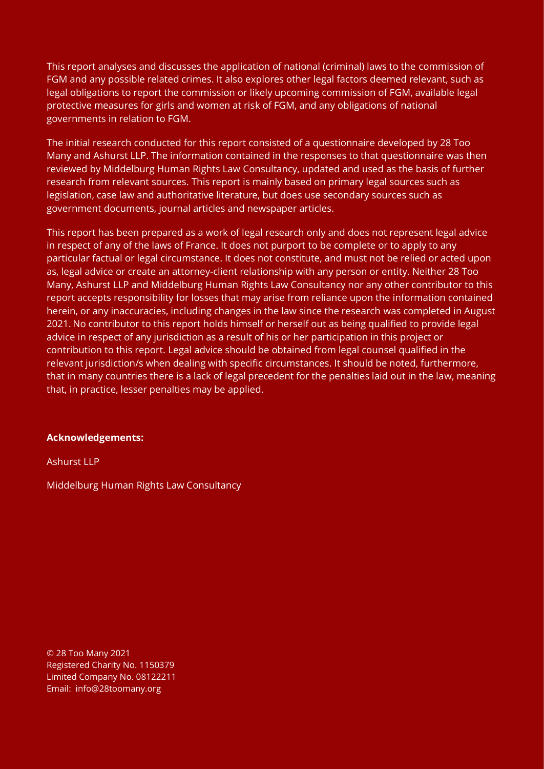This report analyses and discusses the application of national (criminal) laws to the commission of FGM and any possible related crimes. It also explores other legal factors deemed relevant, such as legal obligations to report the commission or likely upcoming commission of FGM, available legal protective measures for girls and women at risk of FGM, and any obligations of national governments in relation to FGM.

The initial research conducted for this report consisted of a questionnaire developed by 28 Too Many and Ashurst LLP. The information contained in the responses to that questionnaire was then reviewed by Middelburg Human Rights Law Consultancy, updated and used as the basis of further research from relevant sources. This report is mainly based on primary legal sources such as legislation, case law and authoritative literature, but does use secondary sources such as government documents, journal articles and newspaper articles.

This report has been prepared as a work of legal research only and does not represent legal advice in respect of any of the laws of France. It does not purport to be complete or to apply to any particular factual or legal circumstance. It does not constitute, and must not be relied or acted upon as, legal advice or create an attorney-client relationship with any person or entity. Neither 28 Too Many, Ashurst LLP and Middelburg Human Rights Law Consultancy nor any other contributor to this report accepts responsibility for losses that may arise from reliance upon the information contained herein, or any inaccuracies, including changes in the law since the research was completed in August 2021. No contributor to this report holds himself or herself out as being qualified to provide legal advice in respect of any jurisdiction as a result of his or her participation in this project or contribution to this report. Legal advice should be obtained from legal counsel qualified in the relevant jurisdiction/s when dealing with specific circumstances. It should be noted, furthermore, that in many countries there is a lack of legal precedent for the penalties laid out in the law, meaning that, in practice, lesser penalties may be applied.

**Acknowledgements:**

Ashurst LLP

Middelburg Human Rights Law Consultancy

© 28 Too Many 2021
Registered Charity No. 1150379
Limited Company No. 08122211
Email: info@28toomany.org